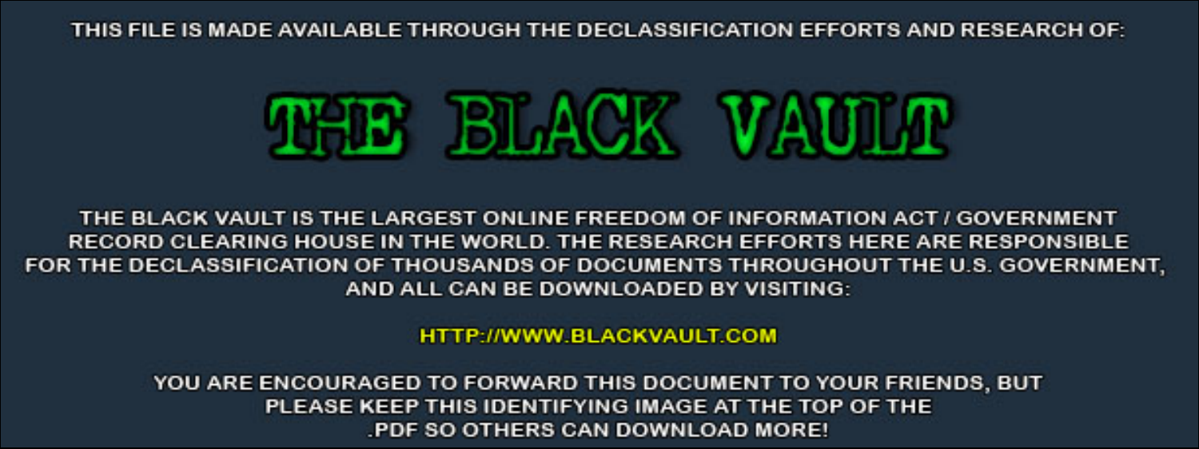THIS FILE IS MADE AVAILABLE THROUGH THE DECLASSIFICATION EFFORTS AND RESEARCH OF:

# THE BLACK VAULT

THE BLACK VAULT IS THE LARGEST ONLINE FREEDOM OF INFORMATION ACT / GOVERNMENT RECORD CLEARING HOUSE IN THE WORLD. THE RESEARCH EFFORTS HERE ARE RESPONSIBLE FOR THE DECLASSIFICATION OF THOUSANDS OF DOCUMENTS THROUGHOUT THE U.S. GOVERNMENT, AND ALL CAN BE DOWNLOADED BY VISITING:

HTTP://WWW.BLACKVAULT.COM

YOU ARE ENCOURAGED TO FORWARD THIS DOCUMENT TO YOUR FRIENDS, BUT PLEASE KEEP THIS IDENTIFYING IMAGE AT THE TOP OF THE .PDF SO OTHERS CAN DOWNLOAD MORE!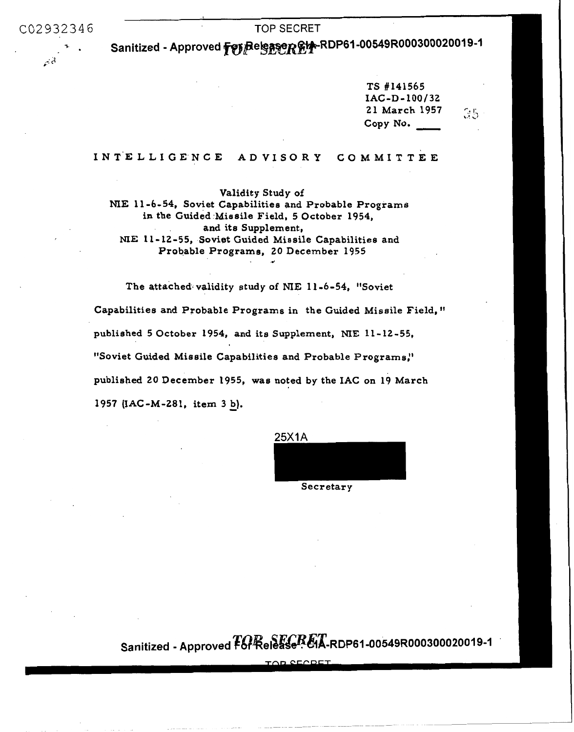TS #141565
IAC-D-100/32
21 March 1957
Copy No. ____

# INTELLIGENCE ADVISORY COMMITTEE

Validity Study of
NIE 11-6-54, Soviet Capabilities and Probable Programs in the Guided Missile Field, 5 October 1954,
and its Supplement,
NIE 11-12-55, Soviet Guided Missile Capabilities and Probable Programs, 20 December 1955

The attached validity study of NIE 11-6-54, "Soviet Capabilities and Probable Programs in the Guided Missile Field," published 5 October 1954, and its Supplement, NIE 11-12-55, "Soviet Guided Missile Capabilities and Probable Programs," published 20 December 1955, was noted by the IAC on 19 March 1957 (IAC-M-281, item 3 b).

25X1A

Secretary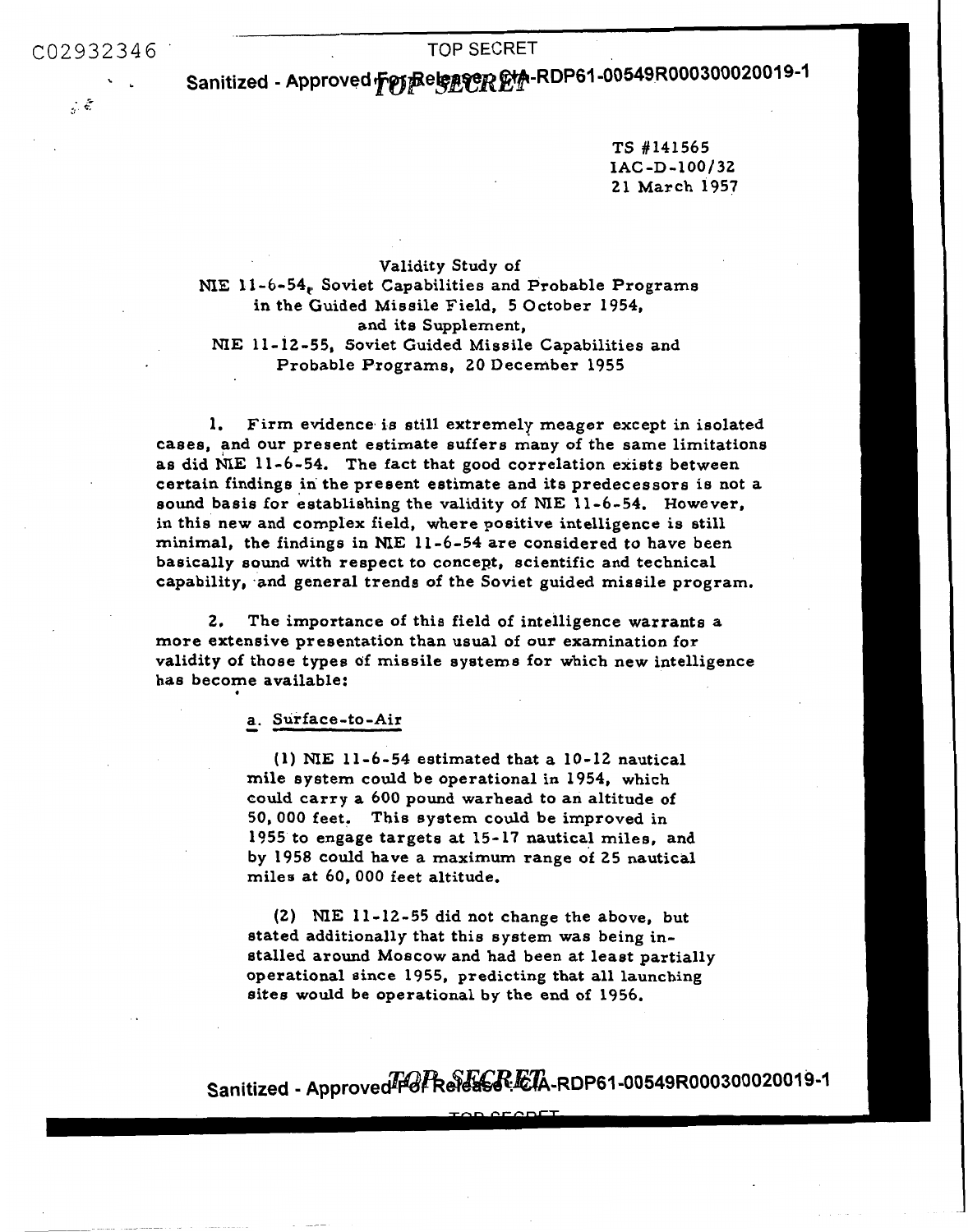TS #141565
IAC-D-100/32
21 March 1957

Validity Study of
NIE 11-6-54, Soviet Capabilities and Probable Programs in the Guided Missile Field, 5 October 1954, and its Supplement,
NIE 11-12-55, Soviet Guided Missile Capabilities and Probable Programs, 20 December 1955

1. Firm evidence is still extremely meager except in isolated cases, and our present estimate suffers many of the same limitations as did NIE 11-6-54. The fact that good correlation exists between certain findings in the present estimate and its predecessors is not a sound basis for establishing the validity of NIE 11-6-54. However, in this new and complex field, where positive intelligence is still minimal, the findings in NIE 11-6-54 are considered to have been basically sound with respect to concept, scientific and technical capability, and general trends of the Soviet guided missile program.

2. The importance of this field of intelligence warrants a more extensive presentation than usual of our examination for validity of those types of missile systems for which new intelligence has become available:

a. Surface-to-Air

(1) NIE 11-6-54 estimated that a 10-12 nautical mile system could be operational in 1954, which could carry a 600 pound warhead to an altitude of 50,000 feet. This system could be improved in 1955 to engage targets at 15-17 nautical miles, and by 1958 could have a maximum range of 25 nautical miles at 60,000 feet altitude.

(2) NIE 11-12-55 did not change the above, but stated additionally that this system was being installed around Moscow and had been at least partially operational since 1955, predicting that all launching sites would be operational by the end of 1956.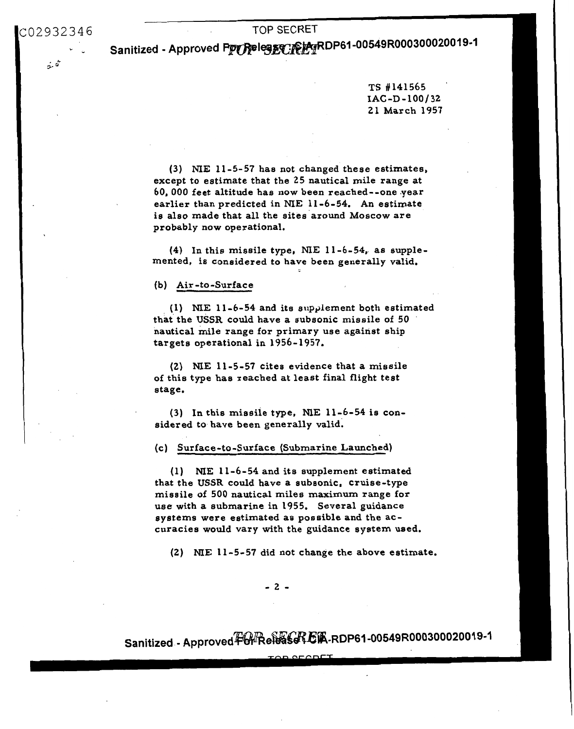TS #141565
IAC-D-100/32
21 March 1957

(3) NIE 11-5-57 has not changed these estimates, except to estimate that the 25 nautical mile range at 60,000 feet altitude has now been reached--one year earlier than predicted in NIE 11-6-54. An estimate is also made that all the sites around Moscow are probably now operational.

(4) In this missile type, NIE 11-6-54, as supplemented, is considered to have been generally valid.

(b) Air-to-Surface

(1) NIE 11-6-54 and its supplement both estimated that the USSR could have a subsonic missile of 50 nautical mile range for primary use against ship targets operational in 1956-1957.

(2) NIE 11-5-57 cites evidence that a missile of this type has reached at least final flight test stage.

(3) In this missile type, NIE 11-6-54 is considered to have been generally valid.

(c) Surface-to-Surface (Submarine Launched)

(1) NIE 11-6-54 and its supplement estimated that the USSR could have a subsonic, cruise-type missile of 500 nautical miles maximum range for use with a submarine in 1955. Several guidance systems were estimated as possible and the accuracies would vary with the guidance system used.

(2) NIE 11-5-57 did not change the above estimate.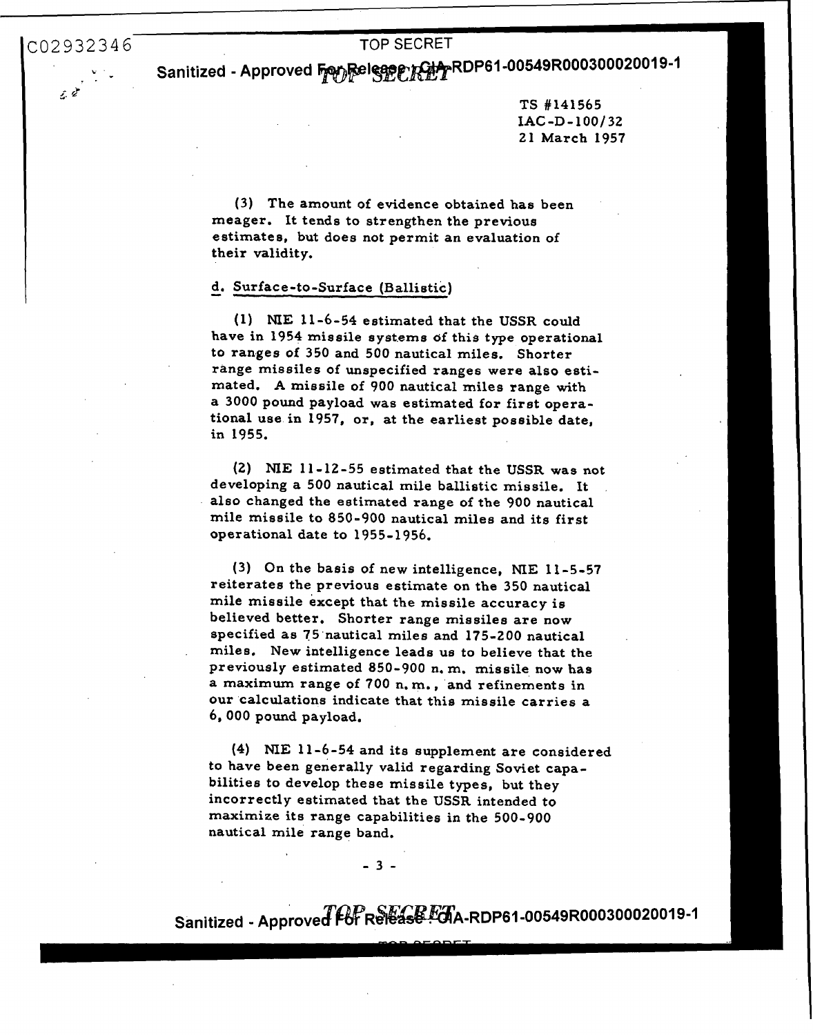TS #141565
IAC-D-100/32
21 March 1957

(3) The amount of evidence obtained has been meager. It tends to strengthen the previous estimates, but does not permit an evaluation of their validity.

d. Surface-to-Surface (Ballistic)

(1) NIE 11-6-54 estimated that the USSR could have in 1954 missile systems of this type operational to ranges of 350 and 500 nautical miles. Shorter range missiles of unspecified ranges were also estimated. A missile of 900 nautical miles range with a 3000 pound payload was estimated for first operational use in 1957, or, at the earliest possible date, in 1955.

(2) NIE 11-12-55 estimated that the USSR was not developing a 500 nautical mile ballistic missile. It also changed the estimated range of the 900 nautical mile missile to 850-900 nautical miles and its first operational date to 1955-1956.

(3) On the basis of new intelligence, NIE 11-5-57 reiterates the previous estimate on the 350 nautical mile missile except that the missile accuracy is believed better. Shorter range missiles are now specified as 75 nautical miles and 175-200 nautical miles. New intelligence leads us to believe that the previously estimated 850-900 n. m. missile now has a maximum range of 700 n. m., and refinements in our calculations indicate that this missile carries a 6,000 pound payload.

(4) NIE 11-6-54 and its supplement are considered to have been generally valid regarding Soviet capabilities to develop these missile types, but they incorrectly estimated that the USSR intended to maximize its range capabilities in the 500-900 nautical mile range band.